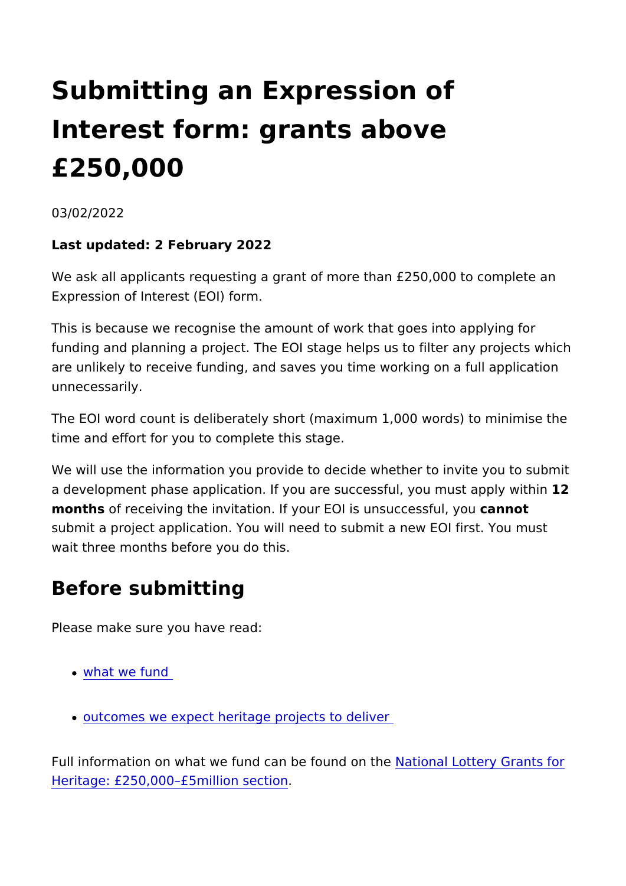# Submitting an Expression of Interest form: grants above £250,000

03/02/2022

**Last updated: 2 February 2022**

We ask all applicants requesting a grant of more than £250,000 to complete an Expression of Interest (EOI) form.

This is because we recognise the amount of work that goes into applying for funding and planning a project. The EOI stage helps us to filter any projects which are unlikely to receive funding, and saves you time working on a full application unnecessarily.

The EOI word count is deliberately short (maximum 1,000 words) to minimise the time and effort for you to complete this stage.

We will use the information you provide to decide whether to invite you to submit a development phase application. If you are successful, you must apply within **12 months** of receiving the invitation. If your EOI is unsuccessful, you **cannot** submit a project application. You will need to submit a new EOI first. You must wait three months before you do this.

## Before submitting

Please make sure you have read:

- what we fund
- outcomes we expect heritage projects to deliver

Full information on what we fund can be found on the National Lottery Grants for Heritage: £250,000–£5million section.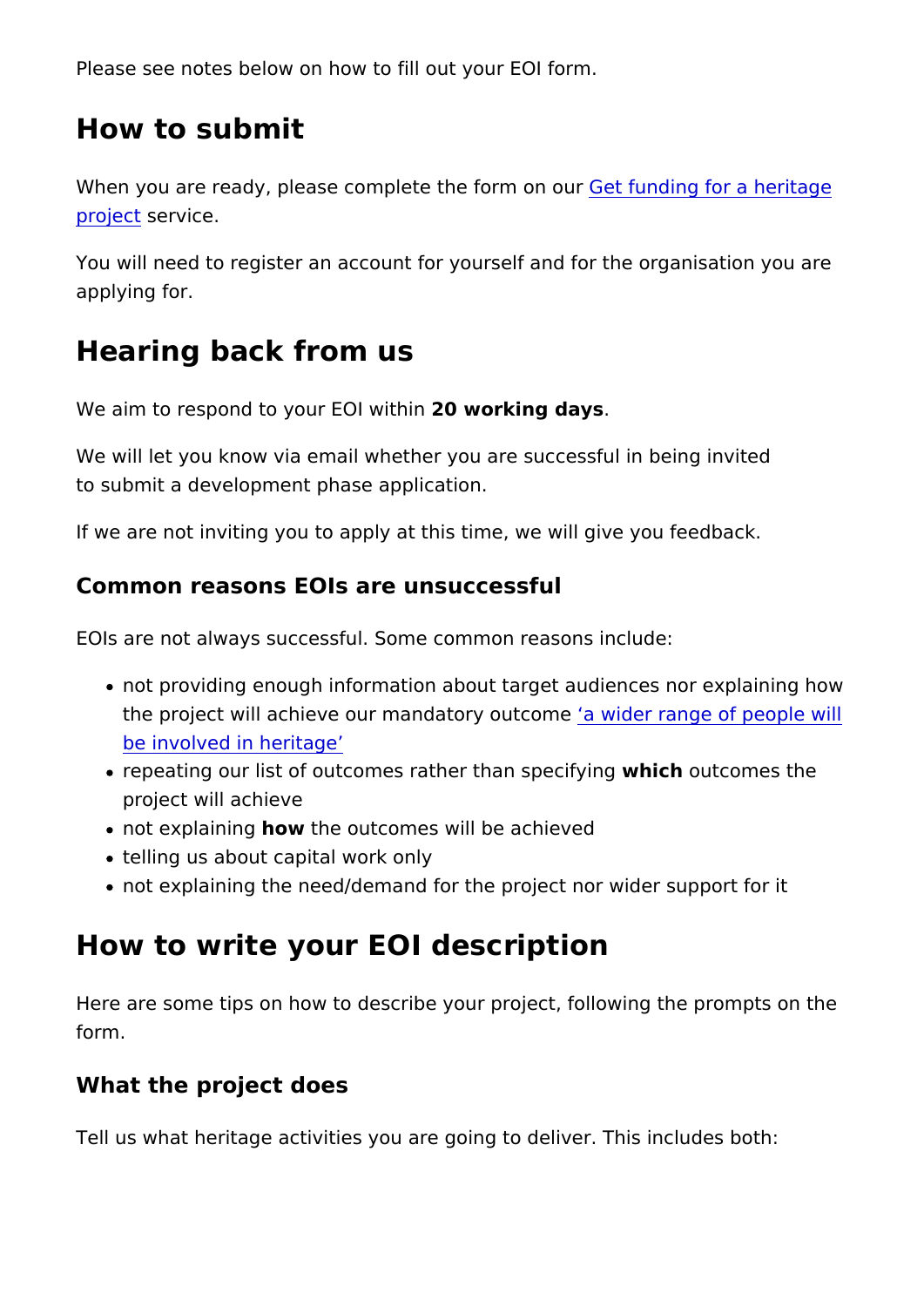Please see notes below on how to fill out your EOI form.

## How to submit

When you are ready, please complete the form on our [Get funding for a heritage project](#) service.

You will need to register an account for yourself and for the organisation you are applying for.

## Hearing back from us

We aim to respond to your EOI within **20 working days**.

We will let you know via email whether you are successful in being invited to submit a development phase application.

If we are not inviting you to apply at this time, we will give you feedback.

### Common reasons EOIs are unsuccessful

EOIs are not always successful. Some common reasons include:

- not providing enough information about target audiences nor explaining how the project will achieve our mandatory outcome [‘a wider range of people will be involved in heritage’](#)
- repeating our list of outcomes rather than specifying **which** outcomes the project will achieve
- not explaining **how** the outcomes will be achieved
- telling us about capital work only
- not explaining the need/demand for the project nor wider support for it

## How to write your EOI description

Here are some tips on how to describe your project, following the prompts on the form.

### What the project does

Tell us what heritage activities you are going to deliver. This includes both: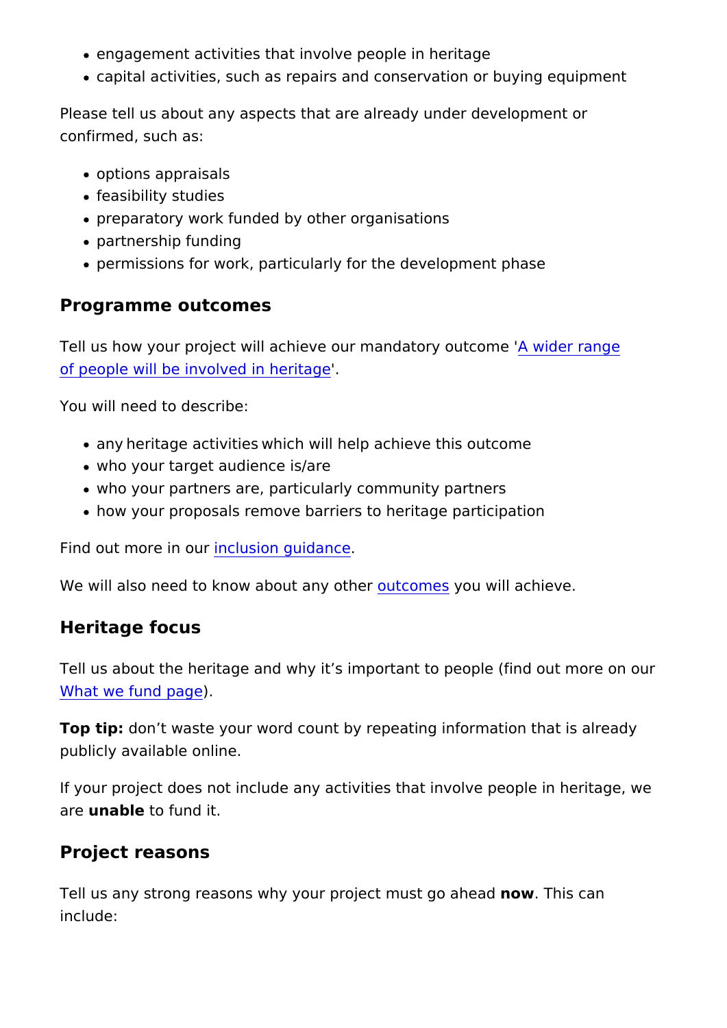- engagement activities that involve people in heritage
- capital activities, such as repairs and conservation or buying equipment

Please tell us about any aspects that are already under development or confirmed, such as:

- options appraisals
- feasibility studies
- preparatory work funded by other organisations
- partnership funding
- permissions for work, particularly for the development phase

## Programme outcomes

Tell us how your project will achieve our mandatory outcome '[A wider range of people will be involved in heritage]'.

You will need to describe:

- any heritage activities which will help achieve this outcome
- who your target audience is/are
- who your partners are, particularly community partners
- how your proposals remove barriers to heritage participation

Find out more in our [inclusion guidance].

We will also need to know about any other [outcomes] you will achieve.

## Heritage focus

Tell us about the heritage and why it's important to people (find out more on our [What we fund page]).

**Top tip:** don't waste your word count by repeating information that is already publicly available online.

If your project does not include any activities that involve people in heritage, we are **unable** to fund it.

## Project reasons

Tell us any strong reasons why your project must go ahead **now**. This can include: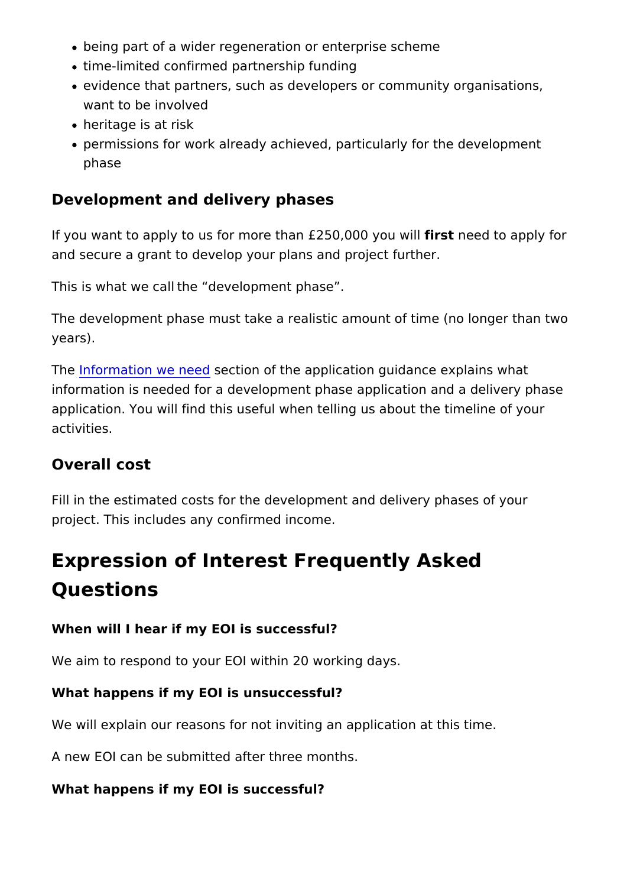- being part of a wider regeneration or enterprise scheme
- time-limited confirmed partnership funding
- evidence that partners, such as developers or community organisations, want to be involved
- heritage is at risk
- permissions for work already achieved, particularly for the development phase

### Development and delivery phases

If you want to apply to us for more than £250,000 you will **first** need to apply for and secure a grant to develop your plans and project further.

This is what we call the "development phase".

The development phase must take a realistic amount of time (no longer than two years).

The Information we need section of the application guidance explains what information is needed for a development phase application and a delivery phase application. You will find this useful when telling us about the timeline of your activities.

### Overall cost

Fill in the estimated costs for the development and delivery phases of your project. This includes any confirmed income.

## Expression of Interest Frequently Asked Questions

#### When will I hear if my EOI is successful?

We aim to respond to your EOI within 20 working days.

#### What happens if my EOI is unsuccessful?

We will explain our reasons for not inviting an application at this time.

A new EOI can be submitted after three months.

#### What happens if my EOI is successful?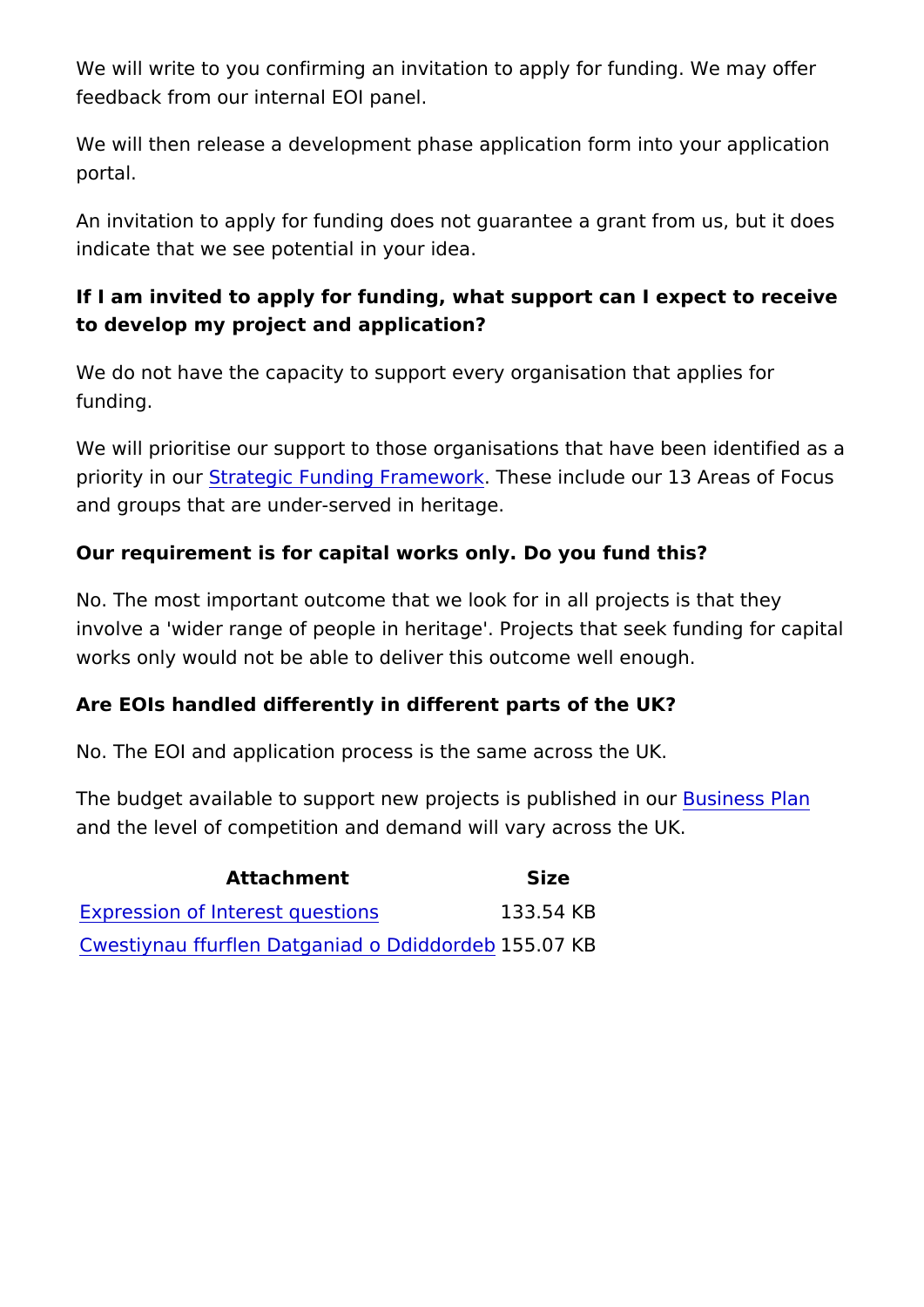We will write to you confirming an invitation to apply for funding. We may offer feedback from our internal EOI panel.

We will then release a development phase application form into your application portal.

An invitation to apply for funding does not guarantee a grant from us, but it does indicate that we see potential in your idea.

**If I am invited to apply for funding, what support can I expect to receive to develop my project and application?**

We do not have the capacity to support every organisation that applies for funding.

We will prioritise our support to those organisations that have been identified as a priority in our Strategic Funding Framework. These include our 13 Areas of Focus and groups that are under-served in heritage.

**Our requirement is for capital works only. Do you fund this?**

No. The most important outcome that we look for in all projects is that they involve a 'wider range of people in heritage'. Projects that seek funding for capital works only would not be able to deliver this outcome well enough.

**Are EOIs handled differently in different parts of the UK?**

No. The EOI and application process is the same across the UK.

The budget available to support new projects is published in our Business Plan and the level of competition and demand will vary across the UK.

| Attachment | Size |
|---|---|
| Expression of Interest questions | 133.54 KB |
| Cwestiynau ffurflen Datganiad o Ddiddordeb | 155.07 KB |